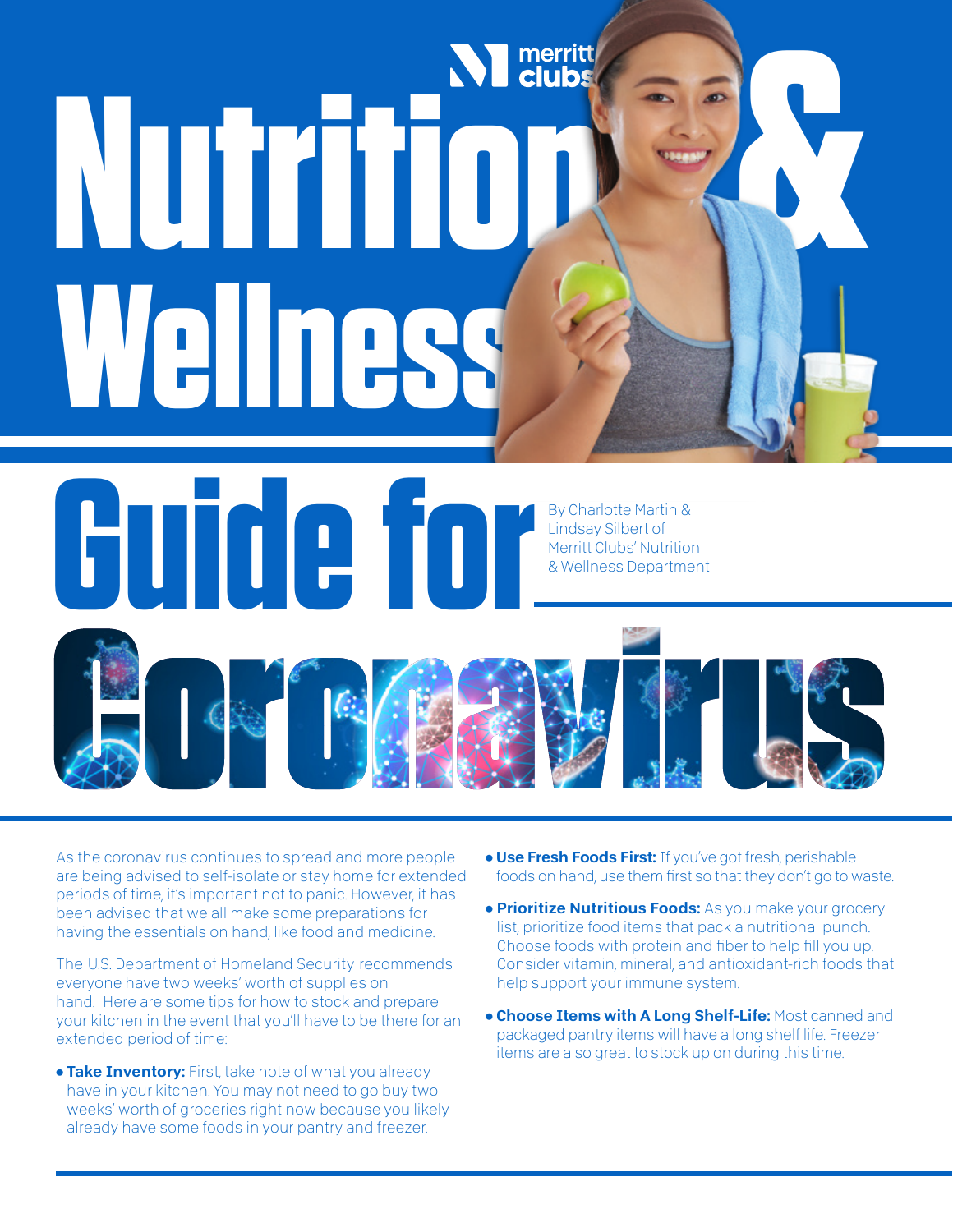merritt clubs

# Nutrition & Wellness Guide for Coronavirus

By Charlotte Martin & Lindsay Silbert of Merritt Clubs' Nutrition & Wellness Department

As the coronavirus continues to spread and more people are being advised to self-isolate or stay home for extended periods of time, it's important not to panic. However, it has been advised that we all make some preparations for having the essentials on hand, like food and medicine.

The U.S. Department of Homeland Security recommends everyone have two weeks' worth of supplies on hand. Here are some tips for how to stock and prepare your kitchen in the event that you'll have to be there for an extended period of time:

- **Take Inventory:** First, take note of what you already have in your kitchen. You may not need to go buy two weeks' worth of groceries right now because you likely already have some foods in your pantry and freezer.
- **Use Fresh Foods First:** If you've got fresh, perishable foods on hand, use them first so that they don't go to waste.
- **Prioritize Nutritious Foods:** As you make your grocery list, prioritize food items that pack a nutritional punch. Choose foods with protein and fiber to help fill you up. Consider vitamin, mineral, and antioxidant-rich foods that help support your immune system.
- **Choose Items with A Long Shelf-Life:** Most canned and packaged pantry items will have a long shelf life. Freezer items are also great to stock up on during this time.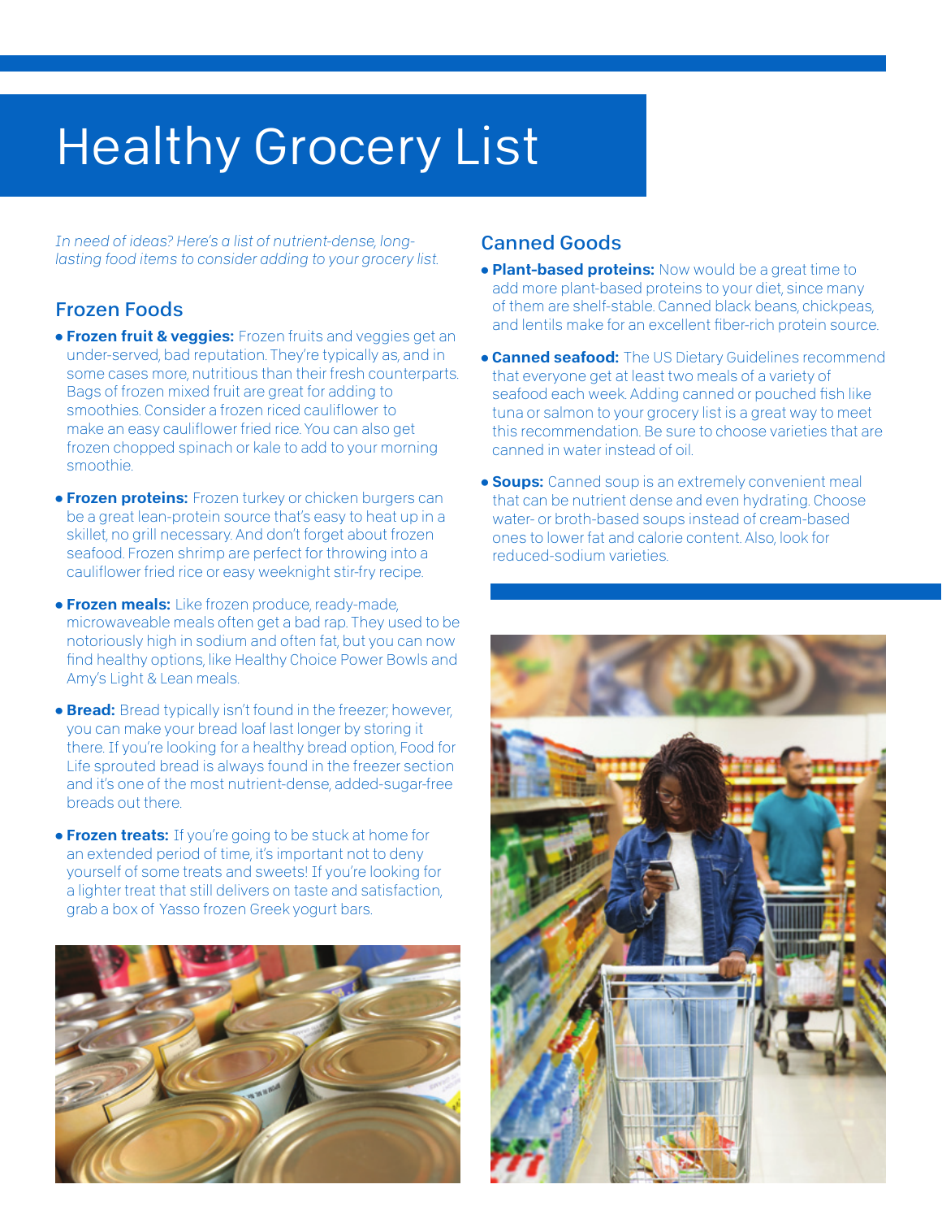# Healthy Grocery List

*In need of ideas? Here's a list of nutrient-dense, long-lasting food items to consider adding to your grocery list.*

## Frozen Foods

- **Frozen fruit & veggies:** Frozen fruits and veggies get an under-served, bad reputation. They're typically as, and in some cases more, nutritious than their fresh counterparts. Bags of frozen mixed fruit are great for adding to smoothies. Consider a frozen riced cauliflower to make an easy cauliflower fried rice. You can also get frozen chopped spinach or kale to add to your morning smoothie.
- **Frozen proteins:** Frozen turkey or chicken burgers can be a great lean-protein source that's easy to heat up in a skillet, no grill necessary. And don't forget about frozen seafood. Frozen shrimp are perfect for throwing into a cauliflower fried rice or easy weeknight stir-fry recipe.
- **Frozen meals:** Like frozen produce, ready-made, microwaveable meals often get a bad rap. They used to be notoriously high in sodium and often fat, but you can now find healthy options, like Healthy Choice Power Bowls and Amy's Light & Lean meals.
- **Bread:** Bread typically isn't found in the freezer; however, you can make your bread loaf last longer by storing it there. If you're looking for a healthy bread option, Food for Life sprouted bread is always found in the freezer section and it's one of the most nutrient-dense, added-sugar-free breads out there.
- **Frozen treats:** If you're going to be stuck at home for an extended period of time, it's important not to deny yourself of some treats and sweets! If you're looking for a lighter treat that still delivers on taste and satisfaction, grab a box of Yasso frozen Greek yogurt bars.

## Canned Goods

- **Plant-based proteins:** Now would be a great time to add more plant-based proteins to your diet, since many of them are shelf-stable. Canned black beans, chickpeas, and lentils make for an excellent fiber-rich protein source.
- **Canned seafood:** The US Dietary Guidelines recommend that everyone get at least two meals of a variety of seafood each week. Adding canned or pouched fish like tuna or salmon to your grocery list is a great way to meet this recommendation. Be sure to choose varieties that are canned in water instead of oil.
- **Soups:** Canned soup is an extremely convenient meal that can be nutrient dense and even hydrating. Choose water- or broth-based soups instead of cream-based ones to lower fat and calorie content. Also, look for reduced-sodium varieties.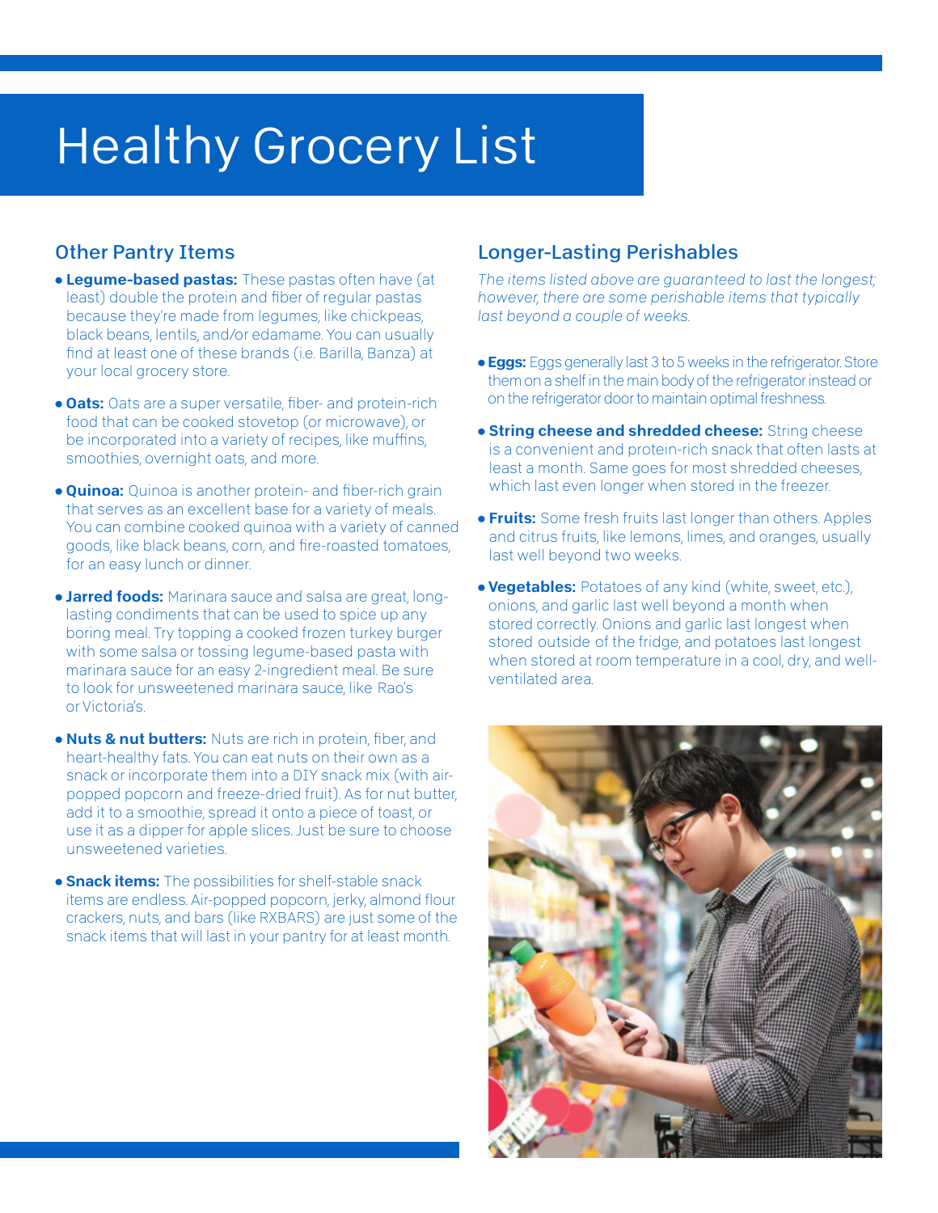# Healthy Grocery List

## Other Pantry Items

- **Legume-based pastas:** These pastas often have (at least) double the protein and fiber of regular pastas because they're made from legumes, like chickpeas, black beans, lentils, and/or edamame. You can usually find at least one of these brands (i.e. Barilla, Banza) at your local grocery store.
- **Oats:** Oats are a super versatile, fiber- and protein-rich food that can be cooked stovetop (or microwave), or be incorporated into a variety of recipes, like muffins, smoothies, overnight oats, and more.
- **Quinoa:** Quinoa is another protein- and fiber-rich grain that serves as an excellent base for a variety of meals. You can combine cooked quinoa with a variety of canned goods, like black beans, corn, and fire-roasted tomatoes, for an easy lunch or dinner.
- **Jarred foods:** Marinara sauce and salsa are great, long-lasting condiments that can be used to spice up any boring meal. Try topping a cooked frozen turkey burger with some salsa or tossing legume-based pasta with marinara sauce for an easy 2-ingredient meal. Be sure to look for unsweetened marinara sauce, like Rao's or Victoria's.
- **Nuts & nut butters:** Nuts are rich in protein, fiber, and heart-healthy fats. You can eat nuts on their own as a snack or incorporate them into a DIY snack mix (with air-popped popcorn and freeze-dried fruit). As for nut butter, add it to a smoothie, spread it onto a piece of toast, or use it as a dipper for apple slices. Just be sure to choose unsweetened varieties.
- **Snack items:** The possibilities for shelf-stable snack items are endless. Air-popped popcorn, jerky, almond flour crackers, nuts, and bars (like RXBARS) are just some of the snack items that will last in your pantry for at least month.

## Longer-Lasting Perishables

*The items listed above are guaranteed to last the longest; however, there are some perishable items that typically last beyond a couple of weeks.*

- **Eggs:** Eggs generally last 3 to 5 weeks in the refrigerator. Store them on a shelf in the main body of the refrigerator instead or on the refrigerator door to maintain optimal freshness.
- **String cheese and shredded cheese:** String cheese is a convenient and protein-rich snack that often lasts at least a month. Same goes for most shredded cheeses, which last even longer when stored in the freezer.
- **Fruits:** Some fresh fruits last longer than others. Apples and citrus fruits, like lemons, limes, and oranges, usually last well beyond two weeks.
- **Vegetables:** Potatoes of any kind (white, sweet, etc.), onions, and garlic last well beyond a month when stored correctly. Onions and garlic last longest when stored outside of the fridge, and potatoes last longest when stored at room temperature in a cool, dry, and well-ventilated area.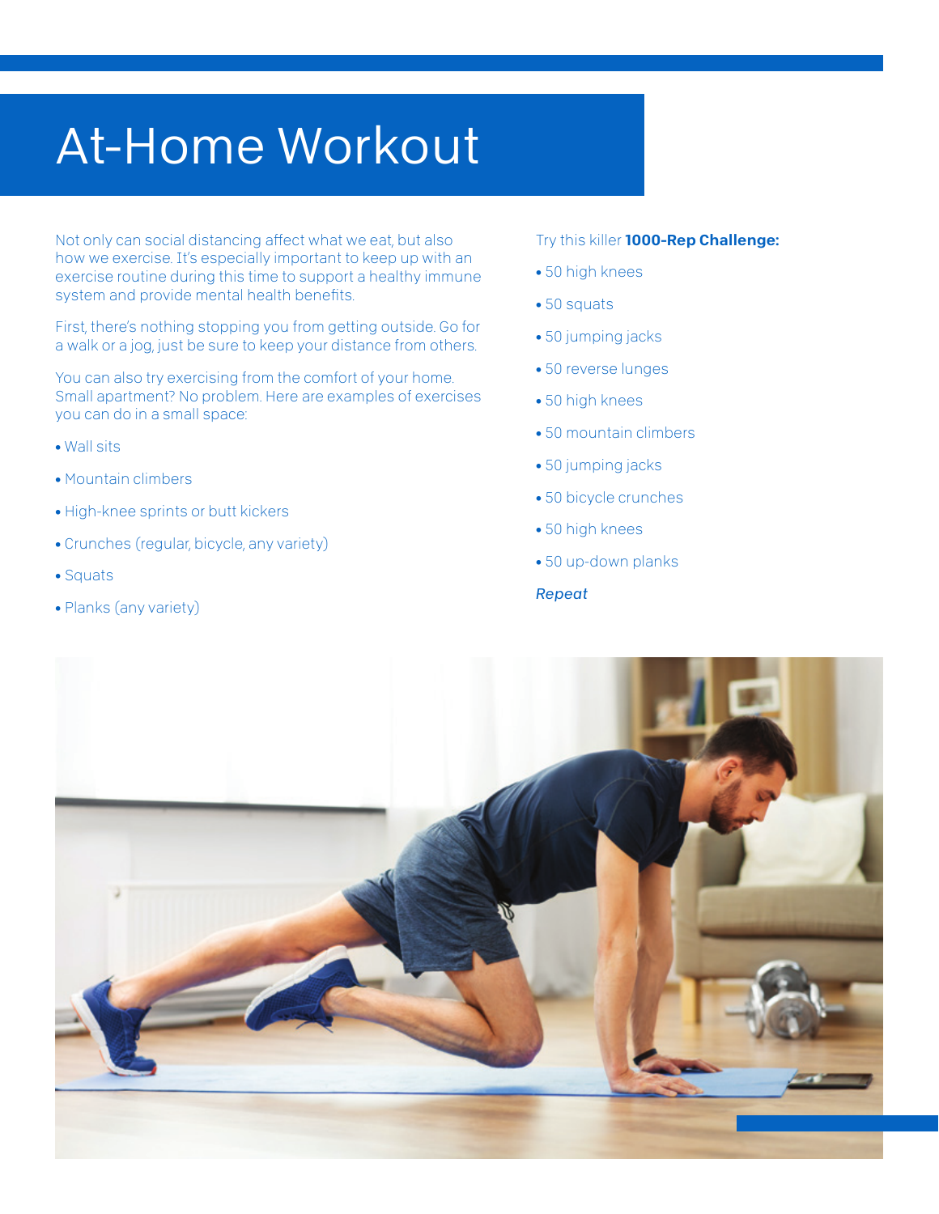# At-Home Workout

Not only can social distancing affect what we eat, but also how we exercise. It's especially important to keep up with an exercise routine during this time to support a healthy immune system and provide mental health benefits.

First, there's nothing stopping you from getting outside. Go for a walk or a jog, just be sure to keep your distance from others.

You can also try exercising from the comfort of your home. Small apartment? No problem. Here are examples of exercises you can do in a small space:

- Wall sits
- Mountain climbers
- High-knee sprints or butt kickers
- Crunches (regular, bicycle, any variety)
- Squats
- Planks (any variety)

Try this killer **1000-Rep Challenge:**

- 50 high knees
- 50 squats
- 50 jumping jacks
- 50 reverse lunges
- 50 high knees
- 50 mountain climbers
- 50 jumping jacks
- 50 bicycle crunches
- 50 high knees
- 50 up-down planks

*Repeat*